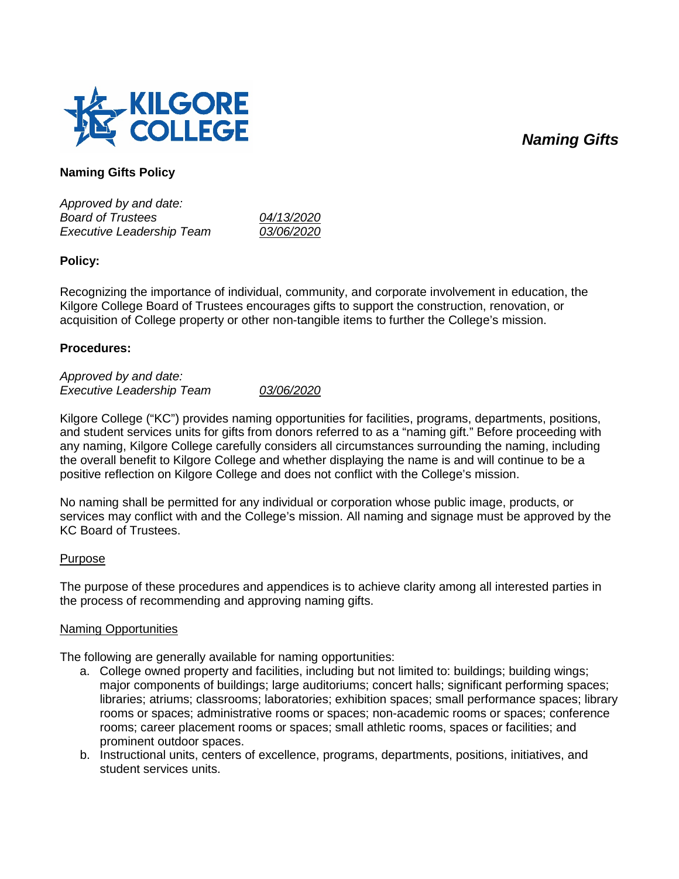*Naming Gifts*

## Naming Gifts Policy

*Approved by and date:*
*Board of Trustees* *04/13/2020*
*Executive Leadership Team* *03/06/2020*

### Policy:

Recognizing the importance of individual, community, and corporate involvement in education, the Kilgore College Board of Trustees encourages gifts to support the construction, renovation, or acquisition of College property or other non-tangible items to further the College's mission.

### Procedures:

*Approved by and date:*
*Executive Leadership Team* *03/06/2020*

Kilgore College ("KC") provides naming opportunities for facilities, programs, departments, positions, and student services units for gifts from donors referred to as a "naming gift." Before proceeding with any naming, Kilgore College carefully considers all circumstances surrounding the naming, including the overall benefit to Kilgore College and whether displaying the name is and will continue to be a positive reflection on Kilgore College and does not conflict with the College's mission.

No naming shall be permitted for any individual or corporation whose public image, products, or services may conflict with and the College's mission. All naming and signage must be approved by the KC Board of Trustees.

#### Purpose

The purpose of these procedures and appendices is to achieve clarity among all interested parties in the process of recommending and approving naming gifts.

#### Naming Opportunities

The following are generally available for naming opportunities:

a. College owned property and facilities, including but not limited to: buildings; building wings; major components of buildings; large auditoriums; concert halls; significant performing spaces; libraries; atriums; classrooms; laboratories; exhibition spaces; small performance spaces; library rooms or spaces; administrative rooms or spaces; non-academic rooms or spaces; conference rooms; career placement rooms or spaces; small athletic rooms, spaces or facilities; and prominent outdoor spaces.
b. Instructional units, centers of excellence, programs, departments, positions, initiatives, and student services units.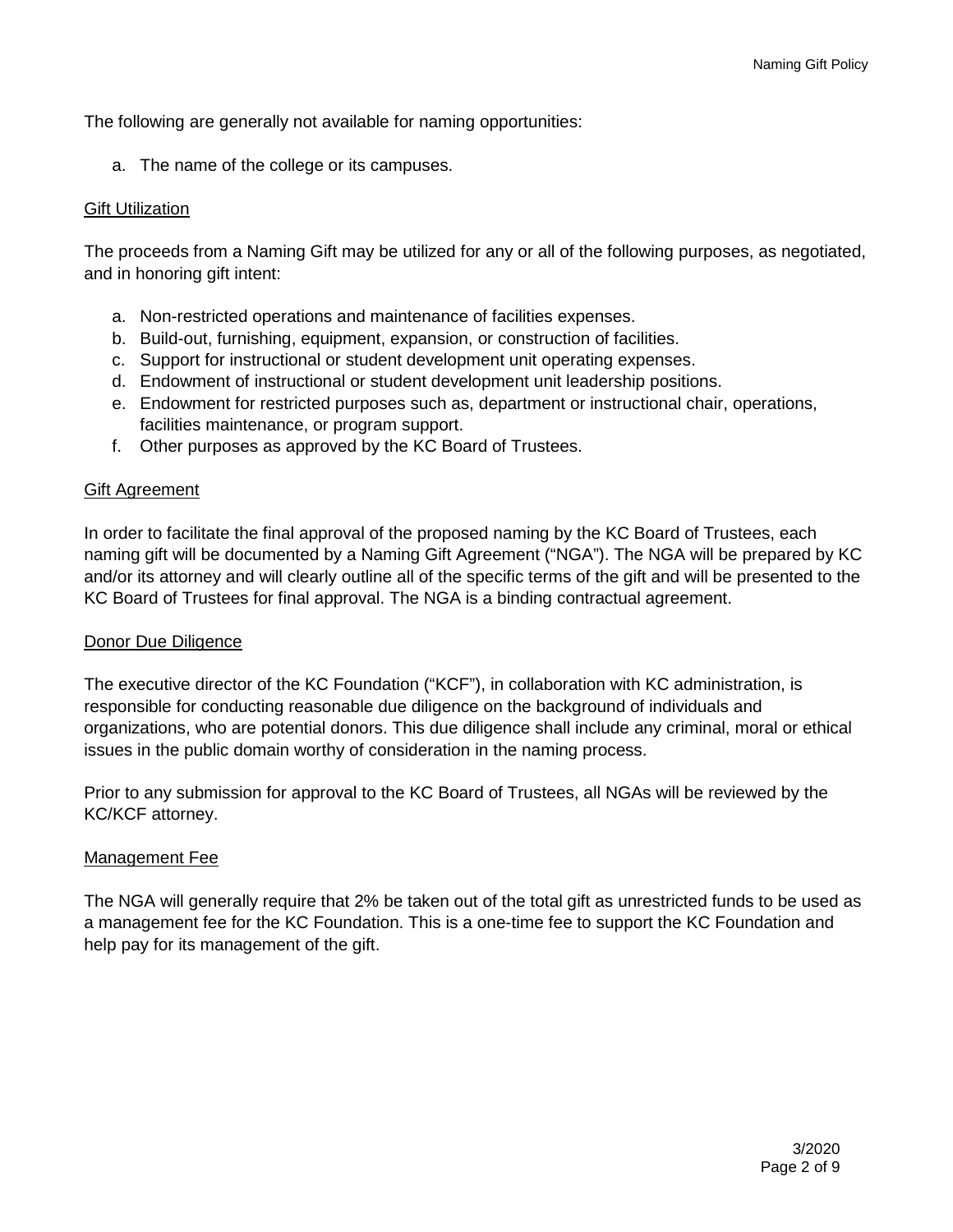The following are generally not available for naming opportunities:

a. The name of the college or its campuses.

## Gift Utilization

The proceeds from a Naming Gift may be utilized for any or all of the following purposes, as negotiated, and in honoring gift intent:

a. Non-restricted operations and maintenance of facilities expenses.
b. Build-out, furnishing, equipment, expansion, or construction of facilities.
c. Support for instructional or student development unit operating expenses.
d. Endowment of instructional or student development unit leadership positions.
e. Endowment for restricted purposes such as, department or instructional chair, operations, facilities maintenance, or program support.
f. Other purposes as approved by the KC Board of Trustees.

## Gift Agreement

In order to facilitate the final approval of the proposed naming by the KC Board of Trustees, each naming gift will be documented by a Naming Gift Agreement ("NGA"). The NGA will be prepared by KC and/or its attorney and will clearly outline all of the specific terms of the gift and will be presented to the KC Board of Trustees for final approval. The NGA is a binding contractual agreement.

## Donor Due Diligence

The executive director of the KC Foundation ("KCF"), in collaboration with KC administration, is responsible for conducting reasonable due diligence on the background of individuals and organizations, who are potential donors. This due diligence shall include any criminal, moral or ethical issues in the public domain worthy of consideration in the naming process.

Prior to any submission for approval to the KC Board of Trustees, all NGAs will be reviewed by the KC/KCF attorney.

## Management Fee

The NGA will generally require that 2% be taken out of the total gift as unrestricted funds to be used as a management fee for the KC Foundation. This is a one-time fee to support the KC Foundation and help pay for its management of the gift.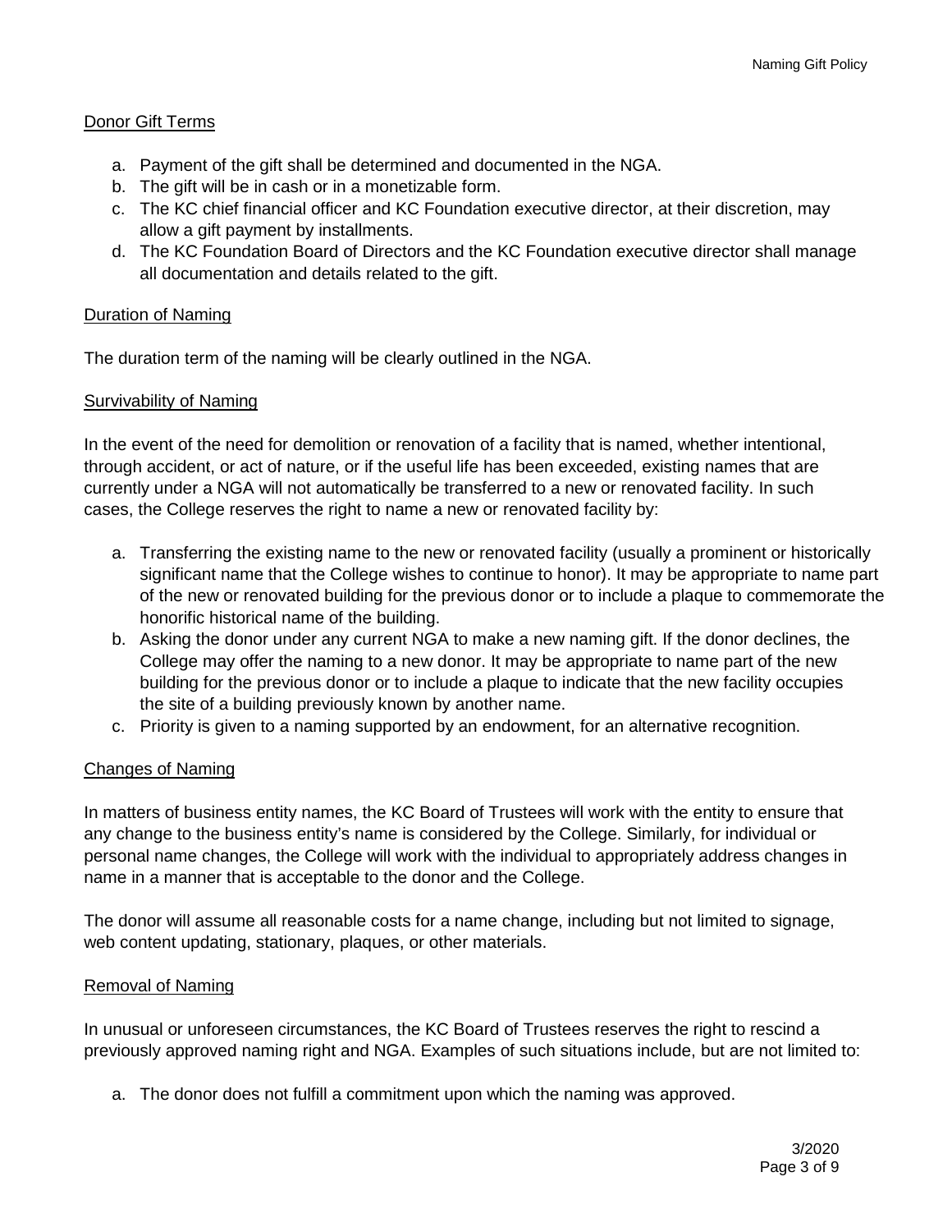## Donor Gift Terms

a. Payment of the gift shall be determined and documented in the NGA.
b. The gift will be in cash or in a monetizable form.
c. The KC chief financial officer and KC Foundation executive director, at their discretion, may allow a gift payment by installments.
d. The KC Foundation Board of Directors and the KC Foundation executive director shall manage all documentation and details related to the gift.

## Duration of Naming

The duration term of the naming will be clearly outlined in the NGA.

## Survivability of Naming

In the event of the need for demolition or renovation of a facility that is named, whether intentional, through accident, or act of nature, or if the useful life has been exceeded, existing names that are currently under a NGA will not automatically be transferred to a new or renovated facility. In such cases, the College reserves the right to name a new or renovated facility by:

a. Transferring the existing name to the new or renovated facility (usually a prominent or historically significant name that the College wishes to continue to honor). It may be appropriate to name part of the new or renovated building for the previous donor or to include a plaque to commemorate the honorific historical name of the building.
b. Asking the donor under any current NGA to make a new naming gift. If the donor declines, the College may offer the naming to a new donor. It may be appropriate to name part of the new building for the previous donor or to include a plaque to indicate that the new facility occupies the site of a building previously known by another name.
c. Priority is given to a naming supported by an endowment, for an alternative recognition.

## Changes of Naming

In matters of business entity names, the KC Board of Trustees will work with the entity to ensure that any change to the business entity's name is considered by the College. Similarly, for individual or personal name changes, the College will work with the individual to appropriately address changes in name in a manner that is acceptable to the donor and the College.

The donor will assume all reasonable costs for a name change, including but not limited to signage, web content updating, stationary, plaques, or other materials.

## Removal of Naming

In unusual or unforeseen circumstances, the KC Board of Trustees reserves the right to rescind a previously approved naming right and NGA. Examples of such situations include, but are not limited to:

a. The donor does not fulfill a commitment upon which the naming was approved.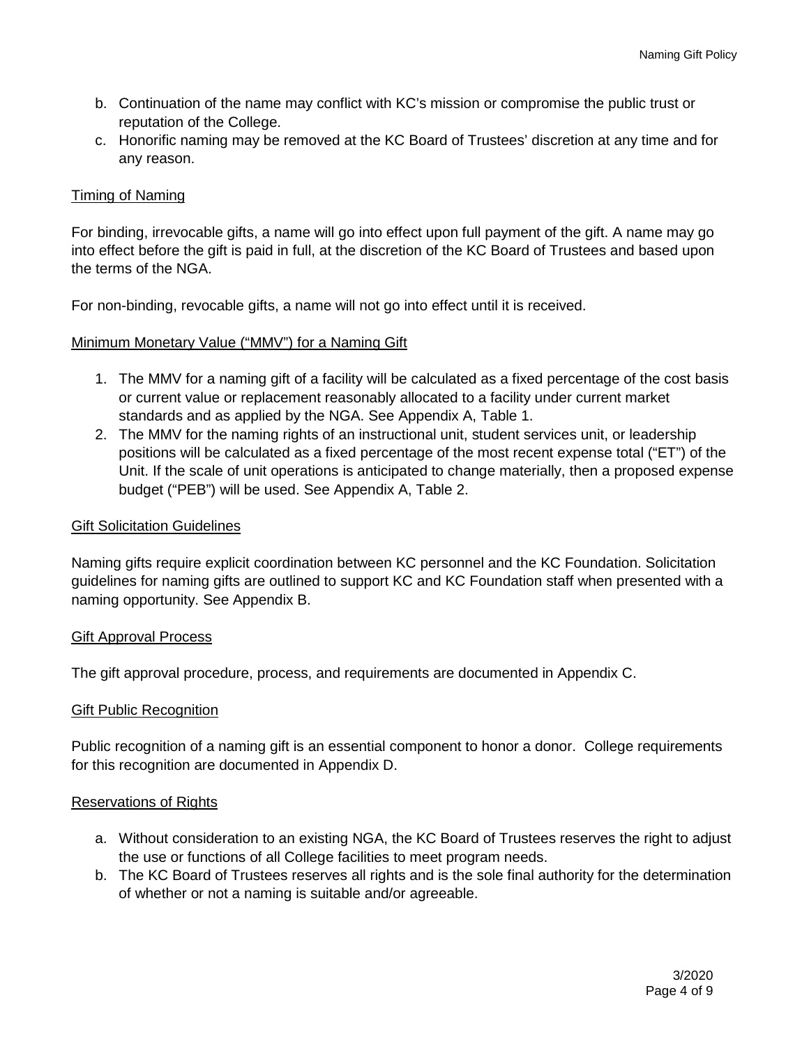b. Continuation of the name may conflict with KC's mission or compromise the public trust or reputation of the College.
c. Honorific naming may be removed at the KC Board of Trustees' discretion at any time and for any reason.

## Timing of Naming

For binding, irrevocable gifts, a name will go into effect upon full payment of the gift. A name may go into effect before the gift is paid in full, at the discretion of the KC Board of Trustees and based upon the terms of the NGA.

For non-binding, revocable gifts, a name will not go into effect until it is received.

## Minimum Monetary Value ("MMV") for a Naming Gift

1. The MMV for a naming gift of a facility will be calculated as a fixed percentage of the cost basis or current value or replacement reasonably allocated to a facility under current market standards and as applied by the NGA. See Appendix A, Table 1.
2. The MMV for the naming rights of an instructional unit, student services unit, or leadership positions will be calculated as a fixed percentage of the most recent expense total ("ET") of the Unit. If the scale of unit operations is anticipated to change materially, then a proposed expense budget ("PEB") will be used. See Appendix A, Table 2.

## Gift Solicitation Guidelines

Naming gifts require explicit coordination between KC personnel and the KC Foundation. Solicitation guidelines for naming gifts are outlined to support KC and KC Foundation staff when presented with a naming opportunity. See Appendix B.

## Gift Approval Process

The gift approval procedure, process, and requirements are documented in Appendix C.

## Gift Public Recognition

Public recognition of a naming gift is an essential component to honor a donor. College requirements for this recognition are documented in Appendix D.

## Reservations of Rights

a. Without consideration to an existing NGA, the KC Board of Trustees reserves the right to adjust the use or functions of all College facilities to meet program needs.
b. The KC Board of Trustees reserves all rights and is the sole final authority for the determination of whether or not a naming is suitable and/or agreeable.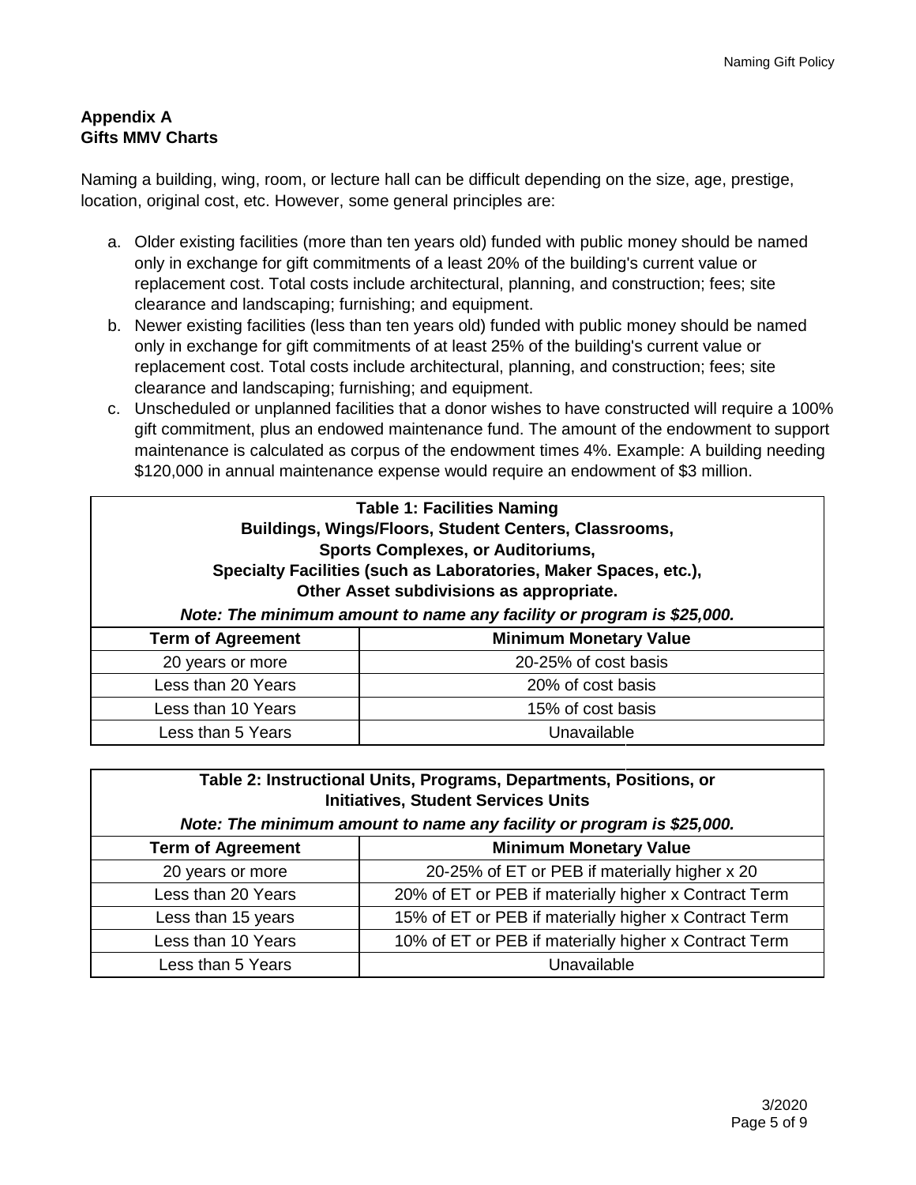## Appendix A
## Gifts MMV Charts

Naming a building, wing, room, or lecture hall can be difficult depending on the size, age, prestige, location, original cost, etc. However, some general principles are:

a. Older existing facilities (more than ten years old) funded with public money should be named only in exchange for gift commitments of a least 20% of the building's current value or replacement cost. Total costs include architectural, planning, and construction; fees; site clearance and landscaping; furnishing; and equipment.
b. Newer existing facilities (less than ten years old) funded with public money should be named only in exchange for gift commitments of at least 25% of the building's current value or replacement cost. Total costs include architectural, planning, and construction; fees; site clearance and landscaping; furnishing; and equipment.
c. Unscheduled or unplanned facilities that a donor wishes to have constructed will require a 100% gift commitment, plus an endowed maintenance fund. The amount of the endowment to support maintenance is calculated as corpus of the endowment times 4%. Example: A building needing $120,000 in annual maintenance expense would require an endowment of $3 million.

**Table 1: Facilities Naming**
**Buildings, Wings/Floors, Student Centers, Classrooms, Sports Complexes, or Auditoriums, Specialty Facilities (such as Laboratories, Maker Spaces, etc.), Other Asset subdivisions as appropriate.**
***Note: The minimum amount to name any facility or program is $25,000.***

| Term of Agreement | Minimum Monetary Value |
|---|---|
| 20 years or more | 20-25% of cost basis |
| Less than 20 Years | 20% of cost basis |
| Less than 10 Years | 15% of cost basis |
| Less than 5 Years | Unavailable |

**Table 2: Instructional Units, Programs, Departments, Positions, or Initiatives, Student Services Units**
***Note: The minimum amount to name any facility or program is $25,000.***

| Term of Agreement | Minimum Monetary Value |
|---|---|
| 20 years or more | 20-25% of ET or PEB if materially higher x 20 |
| Less than 20 Years | 20% of ET or PEB if materially higher x Contract Term |
| Less than 15 years | 15% of ET or PEB if materially higher x Contract Term |
| Less than 10 Years | 10% of ET or PEB if materially higher x Contract Term |
| Less than 5 Years | Unavailable |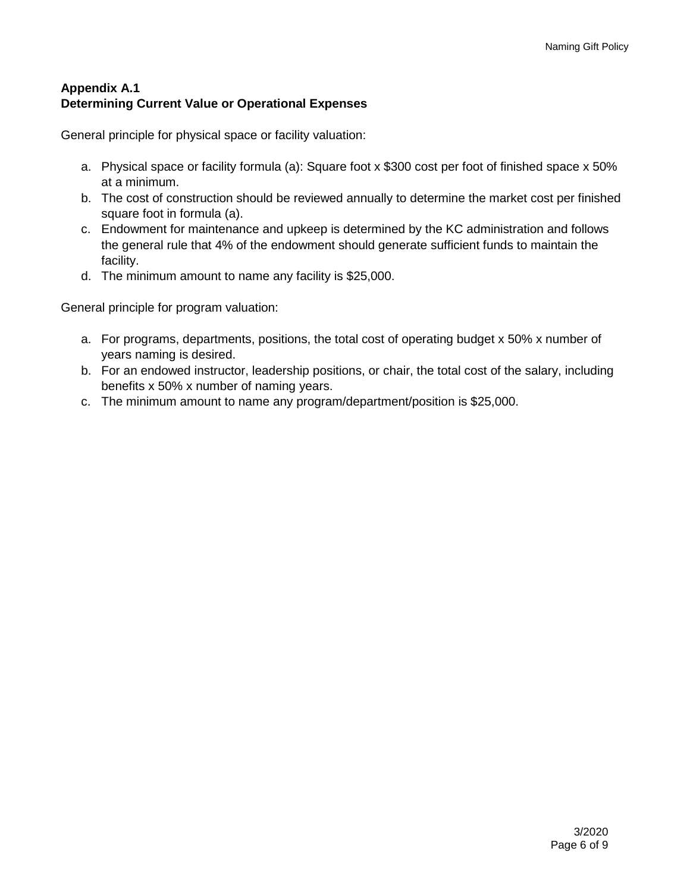**Appendix A.1**
**Determining Current Value or Operational Expenses**

General principle for physical space or facility valuation:

a. Physical space or facility formula (a): Square foot x $300 cost per foot of finished space x 50% at a minimum.
b. The cost of construction should be reviewed annually to determine the market cost per finished square foot in formula (a).
c. Endowment for maintenance and upkeep is determined by the KC administration and follows the general rule that 4% of the endowment should generate sufficient funds to maintain the facility.
d. The minimum amount to name any facility is $25,000.

General principle for program valuation:

a. For programs, departments, positions, the total cost of operating budget x 50% x number of years naming is desired.
b. For an endowed instructor, leadership positions, or chair, the total cost of the salary, including benefits x 50% x number of naming years.
c. The minimum amount to name any program/department/position is $25,000.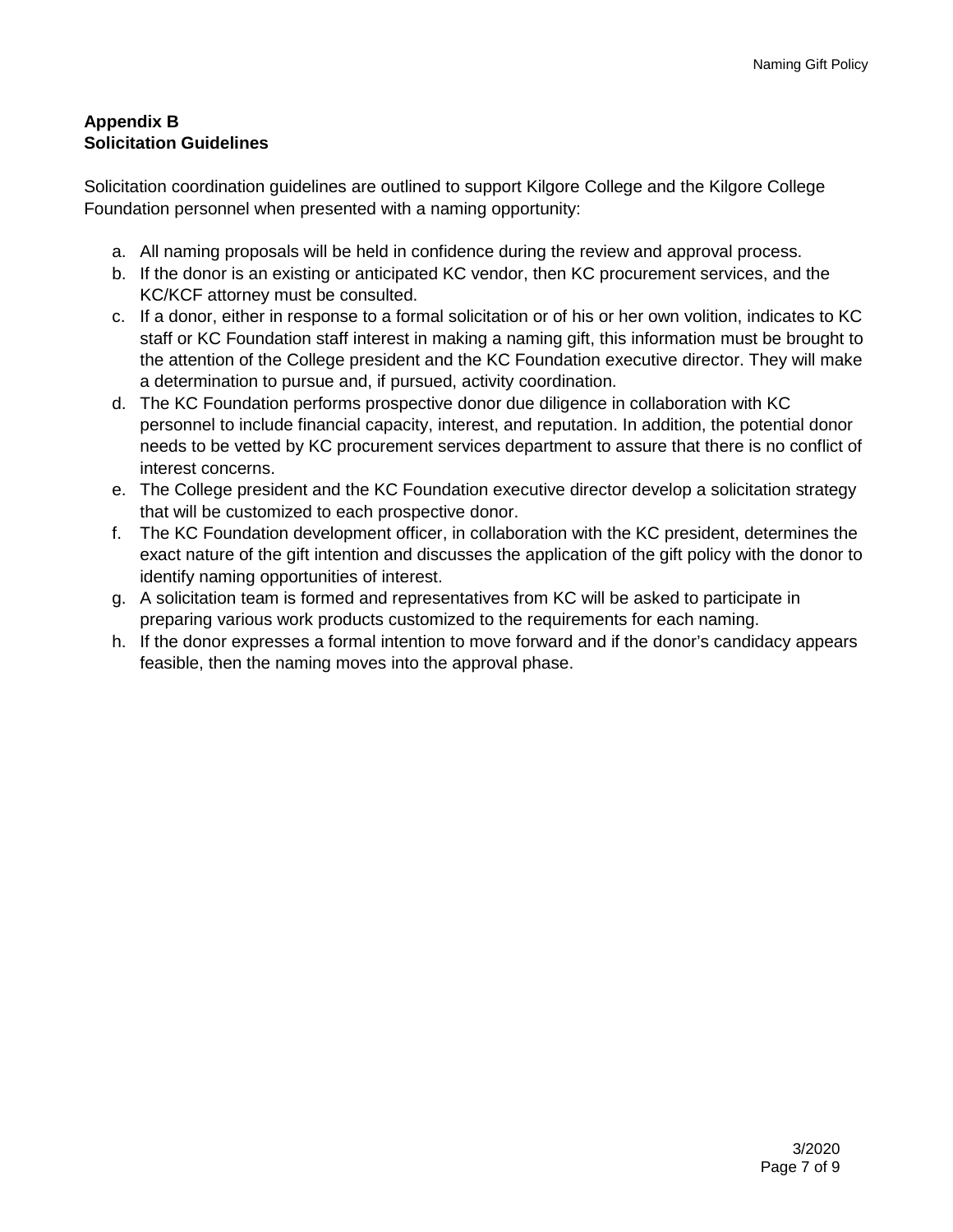**Appendix B**
**Solicitation Guidelines**

Solicitation coordination guidelines are outlined to support Kilgore College and the Kilgore College Foundation personnel when presented with a naming opportunity:

a. All naming proposals will be held in confidence during the review and approval process.
b. If the donor is an existing or anticipated KC vendor, then KC procurement services, and the KC/KCF attorney must be consulted.
c. If a donor, either in response to a formal solicitation or of his or her own volition, indicates to KC staff or KC Foundation staff interest in making a naming gift, this information must be brought to the attention of the College president and the KC Foundation executive director. They will make a determination to pursue and, if pursued, activity coordination.
d. The KC Foundation performs prospective donor due diligence in collaboration with KC personnel to include financial capacity, interest, and reputation. In addition, the potential donor needs to be vetted by KC procurement services department to assure that there is no conflict of interest concerns.
e. The College president and the KC Foundation executive director develop a solicitation strategy that will be customized to each prospective donor.
f. The KC Foundation development officer, in collaboration with the KC president, determines the exact nature of the gift intention and discusses the application of the gift policy with the donor to identify naming opportunities of interest.
g. A solicitation team is formed and representatives from KC will be asked to participate in preparing various work products customized to the requirements for each naming.
h. If the donor expresses a formal intention to move forward and if the donor's candidacy appears feasible, then the naming moves into the approval phase.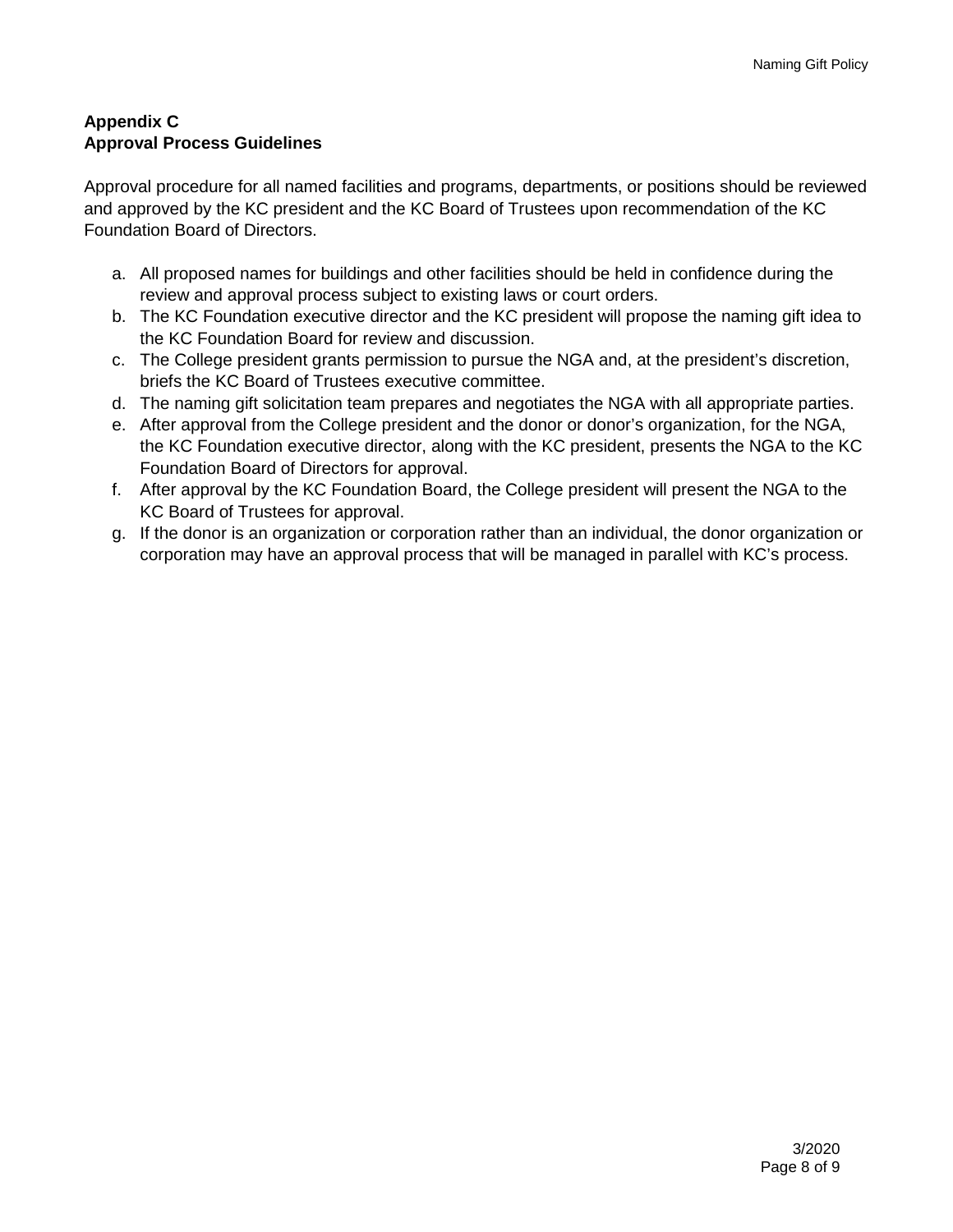**Appendix C**
**Approval Process Guidelines**

Approval procedure for all named facilities and programs, departments, or positions should be reviewed and approved by the KC president and the KC Board of Trustees upon recommendation of the KC Foundation Board of Directors.

a. All proposed names for buildings and other facilities should be held in confidence during the review and approval process subject to existing laws or court orders.
b. The KC Foundation executive director and the KC president will propose the naming gift idea to the KC Foundation Board for review and discussion.
c. The College president grants permission to pursue the NGA and, at the president's discretion, briefs the KC Board of Trustees executive committee.
d. The naming gift solicitation team prepares and negotiates the NGA with all appropriate parties.
e. After approval from the College president and the donor or donor's organization, for the NGA, the KC Foundation executive director, along with the KC president, presents the NGA to the KC Foundation Board of Directors for approval.
f. After approval by the KC Foundation Board, the College president will present the NGA to the KC Board of Trustees for approval.
g. If the donor is an organization or corporation rather than an individual, the donor organization or corporation may have an approval process that will be managed in parallel with KC's process.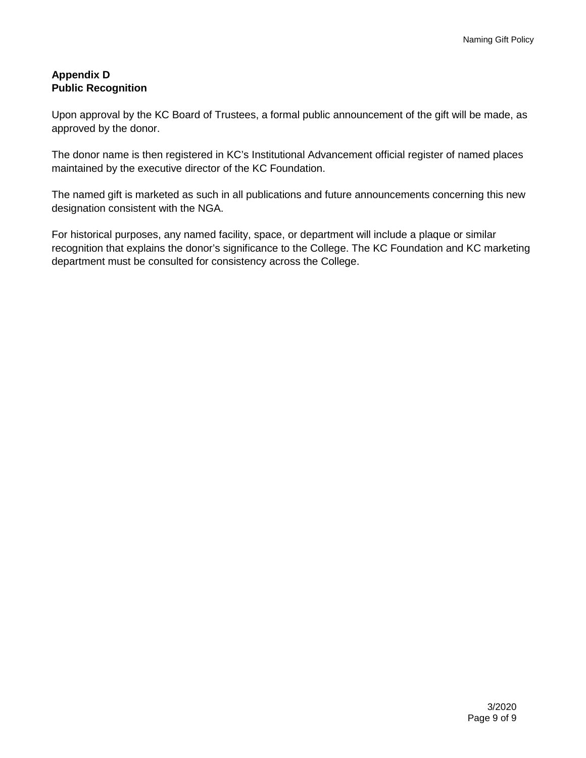**Appendix D**
**Public Recognition**

Upon approval by the KC Board of Trustees, a formal public announcement of the gift will be made, as approved by the donor.

The donor name is then registered in KC's Institutional Advancement official register of named places maintained by the executive director of the KC Foundation.

The named gift is marketed as such in all publications and future announcements concerning this new designation consistent with the NGA.

For historical purposes, any named facility, space, or department will include a plaque or similar recognition that explains the donor's significance to the College. The KC Foundation and KC marketing department must be consulted for consistency across the College.